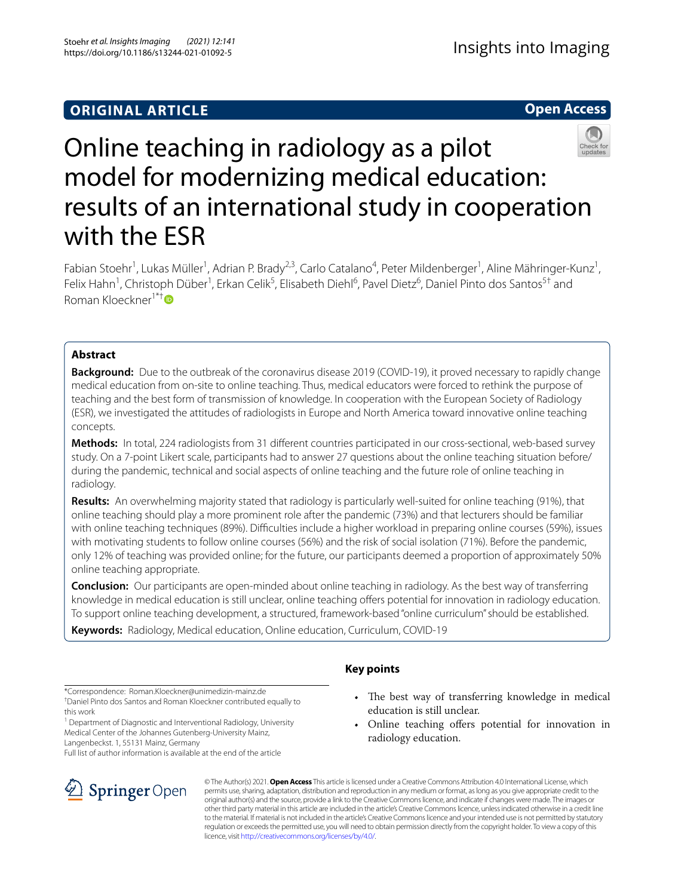ORIGINAL ARTICLE

Open Access

# Online teaching in radiology as a pilot model for modernizing medical education: results of an international study in cooperation with the ESR

Fabian Stoehr[1], Lukas Müller[1], Adrian P. Brady[2,3], Carlo Catalano[4], Peter Mildenberger[1], Aline Mähringer-Kunz[1], Felix Hahn[1], Christoph Düber[1], Erkan Celik[5], Elisabeth Diehl[6], Pavel Dietz[6], Daniel Pinto dos Santos[5†] and Roman Kloeckner[1*†]

## Abstract

**Background:** Due to the outbreak of the coronavirus disease 2019 (COVID-19), it proved necessary to rapidly change medical education from on-site to online teaching. Thus, medical educators were forced to rethink the purpose of teaching and the best form of transmission of knowledge. In cooperation with the European Society of Radiology (ESR), we investigated the attitudes of radiologists in Europe and North America toward innovative online teaching concepts.

**Methods:** In total, 224 radiologists from 31 different countries participated in our cross-sectional, web-based survey study. On a 7-point Likert scale, participants had to answer 27 questions about the online teaching situation before/during the pandemic, technical and social aspects of online teaching and the future role of online teaching in radiology.

**Results:** An overwhelming majority stated that radiology is particularly well-suited for online teaching (91%), that online teaching should play a more prominent role after the pandemic (73%) and that lecturers should be familiar with online teaching techniques (89%). Difficulties include a higher workload in preparing online courses (59%), issues with motivating students to follow online courses (56%) and the risk of social isolation (71%). Before the pandemic, only 12% of teaching was provided online; for the future, our participants deemed a proportion of approximately 50% online teaching appropriate.

**Conclusion:** Our participants are open-minded about online teaching in radiology. As the best way of transferring knowledge in medical education is still unclear, online teaching offers potential for innovation in radiology education. To support online teaching development, a structured, framework-based "online curriculum" should be established.

**Keywords:** Radiology, Medical education, Online education, Curriculum, COVID-19

## Key points

- The best way of transferring knowledge in medical education is still unclear.
- Online teaching offers potential for innovation in radiology education.

*Correspondence: Roman.Kloeckner@unimedizin-mainz.de
†Daniel Pinto dos Santos and Roman Kloeckner contributed equally to this work
[1] Department of Diagnostic and Interventional Radiology, University Medical Center of the Johannes Gutenberg-University Mainz, Langenbeckst. 1, 55131 Mainz, Germany
Full list of author information is available at the end of the article

© The Author(s) 2021. **Open Access** This article is licensed under a Creative Commons Attribution 4.0 International License, which permits use, sharing, adaptation, distribution and reproduction in any medium or format, as long as you give appropriate credit to the original author(s) and the source, provide a link to the Creative Commons licence, and indicate if changes were made. The images or other third party material in this article are included in the article's Creative Commons licence, unless indicated otherwise in a credit line to the material. If material is not included in the article's Creative Commons licence and your intended use is not permitted by statutory regulation or exceeds the permitted use, you will need to obtain permission directly from the copyright holder. To view a copy of this licence, visit http://creativecommons.org/licenses/by/4.0/.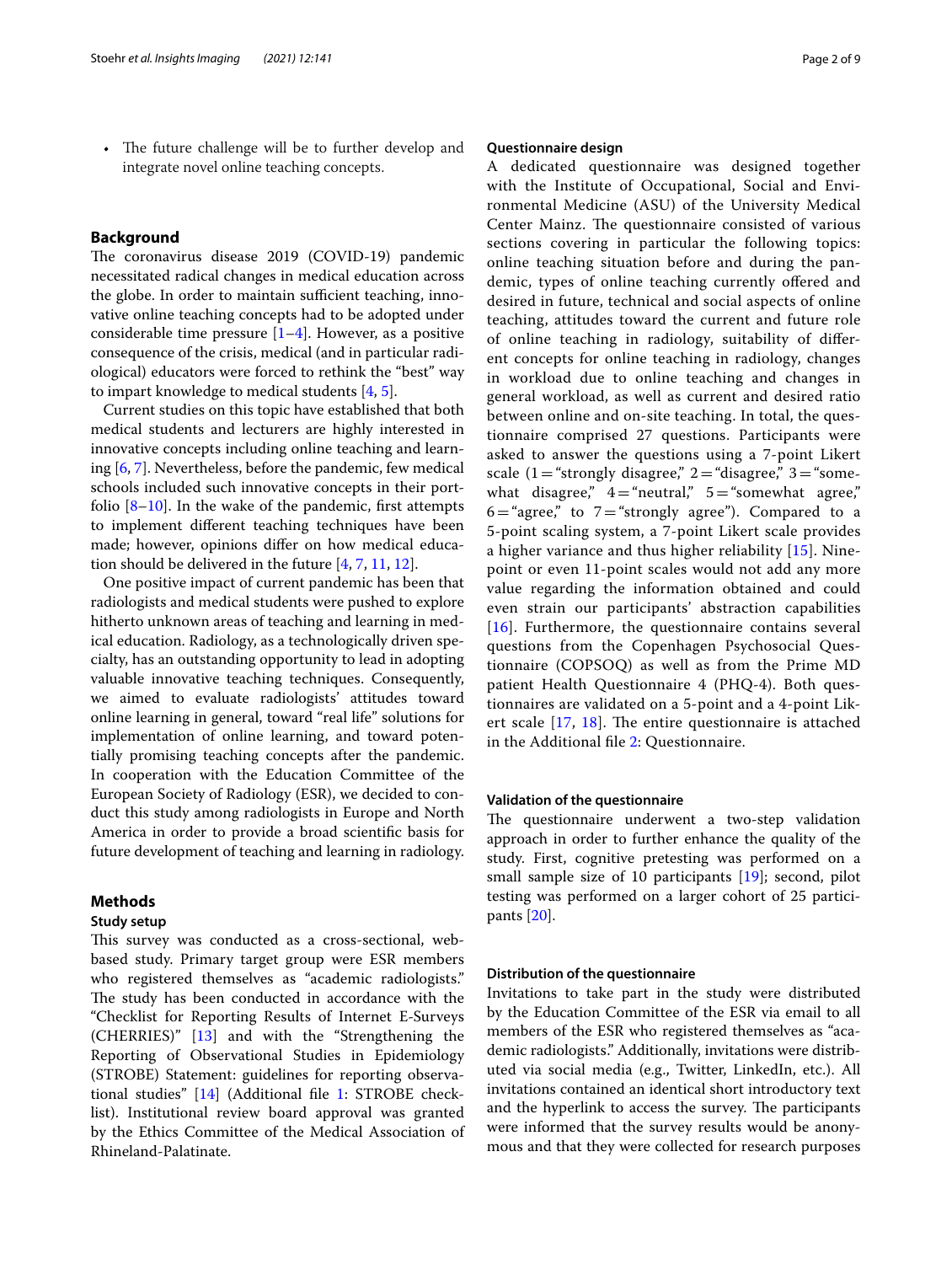- The future challenge will be to further develop and integrate novel online teaching concepts.

## Background

The coronavirus disease 2019 (COVID-19) pandemic necessitated radical changes in medical education across the globe. In order to maintain sufficient teaching, innovative online teaching concepts had to be adopted under considerable time pressure [1–4]. However, as a positive consequence of the crisis, medical (and in particular radiological) educators were forced to rethink the "best" way to impart knowledge to medical students [4, 5].

Current studies on this topic have established that both medical students and lecturers are highly interested in innovative concepts including online teaching and learning [6, 7]. Nevertheless, before the pandemic, few medical schools included such innovative concepts in their portfolio [8–10]. In the wake of the pandemic, first attempts to implement different teaching techniques have been made; however, opinions differ on how medical education should be delivered in the future [4, 7, 11, 12].

One positive impact of current pandemic has been that radiologists and medical students were pushed to explore hitherto unknown areas of teaching and learning in medical education. Radiology, as a technologically driven specialty, has an outstanding opportunity to lead in adopting valuable innovative teaching techniques. Consequently, we aimed to evaluate radiologists' attitudes toward online learning in general, toward "real life" solutions for implementation of online learning, and toward potentially promising teaching concepts after the pandemic. In cooperation with the Education Committee of the European Society of Radiology (ESR), we decided to conduct this study among radiologists in Europe and North America in order to provide a broad scientific basis for future development of teaching and learning in radiology.

## Methods

### Study setup

This survey was conducted as a cross-sectional, web-based study. Primary target group were ESR members who registered themselves as "academic radiologists." The study has been conducted in accordance with the "Checklist for Reporting Results of Internet E-Surveys (CHERRIES)" [13] and with the "Strengthening the Reporting of Observational Studies in Epidemiology (STROBE) Statement: guidelines for reporting observational studies" [14] (Additional file 1: STROBE checklist). Institutional review board approval was granted by the Ethics Committee of the Medical Association of Rhineland-Palatinate.

### Questionnaire design

A dedicated questionnaire was designed together with the Institute of Occupational, Social and Environmental Medicine (ASU) of the University Medical Center Mainz. The questionnaire consisted of various sections covering in particular the following topics: online teaching situation before and during the pandemic, types of online teaching currently offered and desired in future, technical and social aspects of online teaching, attitudes toward the current and future role of online teaching in radiology, suitability of different concepts for online teaching in radiology, changes in workload due to online teaching and changes in general workload, as well as current and desired ratio between online and on-site teaching. In total, the questionnaire comprised 27 questions. Participants were asked to answer the questions using a 7-point Likert scale (1 = "strongly disagree," 2 = "disagree," 3 = "somewhat disagree," 4 = "neutral," 5 = "somewhat agree," 6 = "agree," to 7 = "strongly agree"). Compared to a 5-point scaling system, a 7-point Likert scale provides a higher variance and thus higher reliability [15]. Nine-point or even 11-point scales would not add any more value regarding the information obtained and could even strain our participants' abstraction capabilities [16]. Furthermore, the questionnaire contains several questions from the Copenhagen Psychosocial Questionnaire (COPSOQ) as well as from the Prime MD patient Health Questionnaire 4 (PHQ-4). Both questionnaires are validated on a 5-point and a 4-point Likert scale [17, 18]. The entire questionnaire is attached in the Additional file 2: Questionnaire.

### Validation of the questionnaire

The questionnaire underwent a two-step validation approach in order to further enhance the quality of the study. First, cognitive pretesting was performed on a small sample size of 10 participants [19]; second, pilot testing was performed on a larger cohort of 25 participants [20].

### Distribution of the questionnaire

Invitations to take part in the study were distributed by the Education Committee of the ESR via email to all members of the ESR who registered themselves as "academic radiologists." Additionally, invitations were distributed via social media (e.g., Twitter, LinkedIn, etc.). All invitations contained an identical short introductory text and the hyperlink to access the survey. The participants were informed that the survey results would be anonymous and that they were collected for research purposes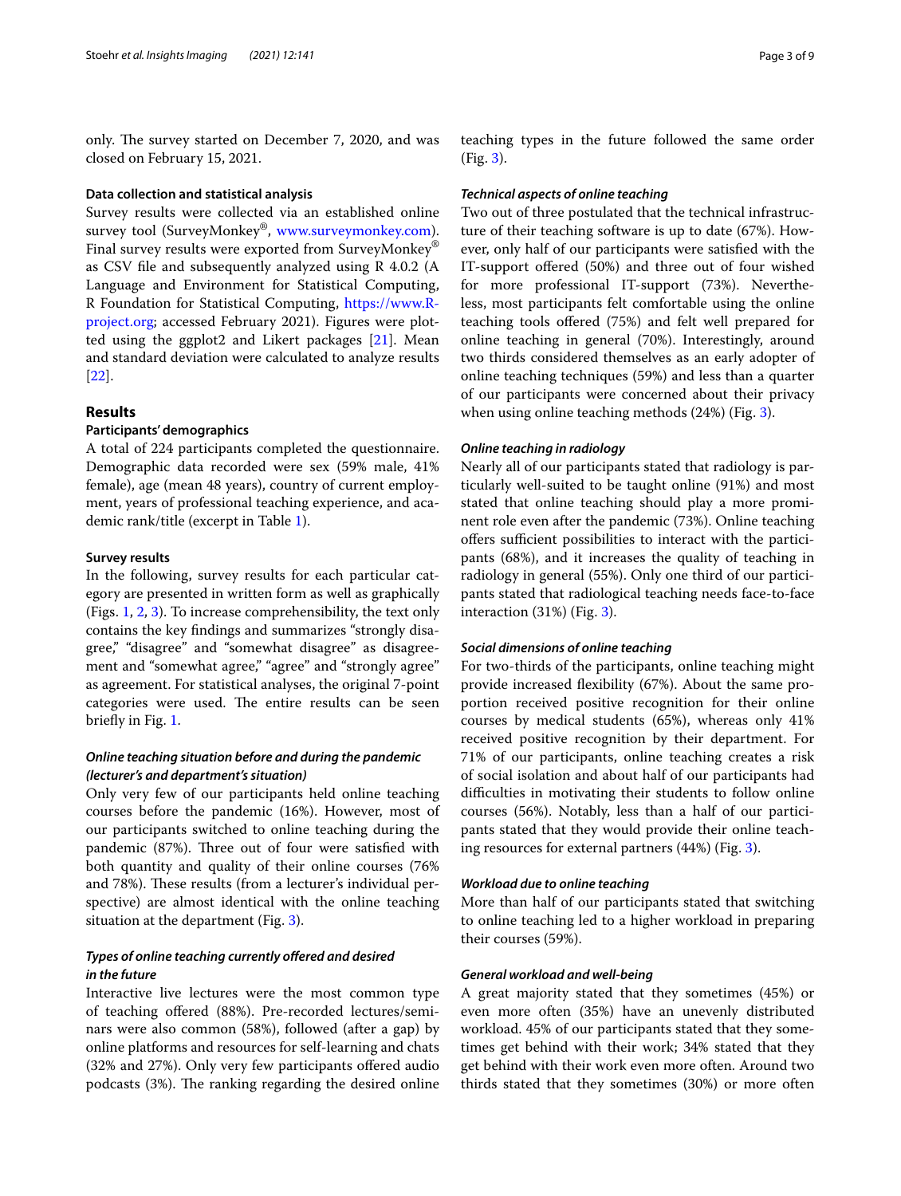only. The survey started on December 7, 2020, and was closed on February 15, 2021.

### Data collection and statistical analysis

Survey results were collected via an established online survey tool (SurveyMonkey®, www.surveymonkey.com). Final survey results were exported from SurveyMonkey® as CSV file and subsequently analyzed using R 4.0.2 (A Language and Environment for Statistical Computing, R Foundation for Statistical Computing, https://www.R-project.org; accessed February 2021). Figures were plotted using the ggplot2 and Likert packages [21]. Mean and standard deviation were calculated to analyze results [22].

## Results

### Participants' demographics

A total of 224 participants completed the questionnaire. Demographic data recorded were sex (59% male, 41% female), age (mean 48 years), country of current employment, years of professional teaching experience, and academic rank/title (excerpt in Table 1).

### Survey results

In the following, survey results for each particular category are presented in written form as well as graphically (Figs. 1, 2, 3). To increase comprehensibility, the text only contains the key findings and summarizes "strongly disagree," "disagree" and "somewhat disagree" as disagreement and "somewhat agree," "agree" and "strongly agree" as agreement. For statistical analyses, the original 7-point categories were used. The entire results can be seen briefly in Fig. 1.

#### *Online teaching situation before and during the pandemic (lecturer's and department's situation)*

Only very few of our participants held online teaching courses before the pandemic (16%). However, most of our participants switched to online teaching during the pandemic (87%). Three out of four were satisfied with both quantity and quality of their online courses (76% and 78%). These results (from a lecturer's individual perspective) are almost identical with the online teaching situation at the department (Fig. 3).

#### *Types of online teaching currently offered and desired in the future*

Interactive live lectures were the most common type of teaching offered (88%). Pre-recorded lectures/seminars were also common (58%), followed (after a gap) by online platforms and resources for self-learning and chats (32% and 27%). Only very few participants offered audio podcasts (3%). The ranking regarding the desired online teaching types in the future followed the same order (Fig. 3).

#### *Technical aspects of online teaching*

Two out of three postulated that the technical infrastructure of their teaching software is up to date (67%). However, only half of our participants were satisfied with the IT-support offered (50%) and three out of four wished for more professional IT-support (73%). Nevertheless, most participants felt comfortable using the online teaching tools offered (75%) and felt well prepared for online teaching in general (70%). Interestingly, around two thirds considered themselves as an early adopter of online teaching techniques (59%) and less than a quarter of our participants were concerned about their privacy when using online teaching methods (24%) (Fig. 3).

#### *Online teaching in radiology*

Nearly all of our participants stated that radiology is particularly well-suited to be taught online (91%) and most stated that online teaching should play a more prominent role even after the pandemic (73%). Online teaching offers sufficient possibilities to interact with the participants (68%), and it increases the quality of teaching in radiology in general (55%). Only one third of our participants stated that radiological teaching needs face-to-face interaction (31%) (Fig. 3).

#### *Social dimensions of online teaching*

For two-thirds of the participants, online teaching might provide increased flexibility (67%). About the same proportion received positive recognition for their online courses by medical students (65%), whereas only 41% received positive recognition by their department. For 71% of our participants, online teaching creates a risk of social isolation and about half of our participants had difficulties in motivating their students to follow online courses (56%). Notably, less than a half of our participants stated that they would provide their online teaching resources for external partners (44%) (Fig. 3).

#### *Workload due to online teaching*

More than half of our participants stated that switching to online teaching led to a higher workload in preparing their courses (59%).

#### *General workload and well-being*

A great majority stated that they sometimes (45%) or even more often (35%) have an unevenly distributed workload. 45% of our participants stated that they sometimes get behind with their work; 34% stated that they get behind with their work even more often. Around two thirds stated that they sometimes (30%) or more often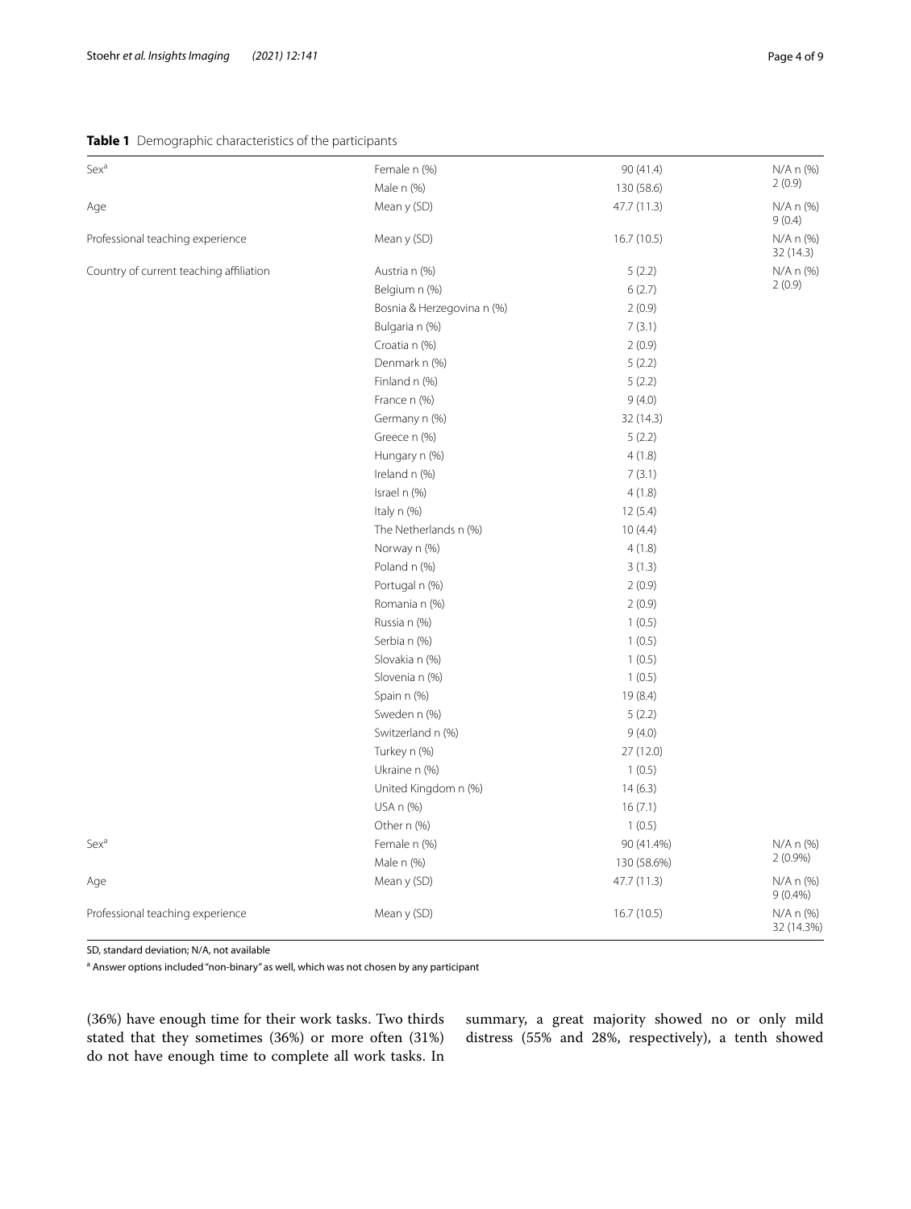**Table 1** Demographic characteristics of the participants

| | | | |
|---|---|---|---|
| Sex[a] | Female n (%) | 90 (41.4) | N/A n (%) 2 (0.9) |
| | Male n (%) | 130 (58.6) | |
| Age | Mean y (SD) | 47.7 (11.3) | N/A n (%) 9 (0.4) |
| Professional teaching experience | Mean y (SD) | 16.7 (10.5) | N/A n (%) 32 (14.3) |
| Country of current teaching affiliation | Austria n (%) | 5 (2.2) | N/A n (%) 2 (0.9) |
| | Belgium n (%) | 6 (2.7) | |
| | Bosnia & Herzegovina n (%) | 2 (0.9) | |
| | Bulgaria n (%) | 7 (3.1) | |
| | Croatia n (%) | 2 (0.9) | |
| | Denmark n (%) | 5 (2.2) | |
| | Finland n (%) | 5 (2.2) | |
| | France n (%) | 9 (4.0) | |
| | Germany n (%) | 32 (14.3) | |
| | Greece n (%) | 5 (2.2) | |
| | Hungary n (%) | 4 (1.8) | |
| | Ireland n (%) | 7 (3.1) | |
| | Israel n (%) | 4 (1.8) | |
| | Italy n (%) | 12 (5.4) | |
| | The Netherlands n (%) | 10 (4.4) | |
| | Norway n (%) | 4 (1.8) | |
| | Poland n (%) | 3 (1.3) | |
| | Portugal n (%) | 2 (0.9) | |
| | Romania n (%) | 2 (0.9) | |
| | Russia n (%) | 1 (0.5) | |
| | Serbia n (%) | 1 (0.5) | |
| | Slovakia n (%) | 1 (0.5) | |
| | Slovenia n (%) | 1 (0.5) | |
| | Spain n (%) | 19 (8.4) | |
| | Sweden n (%) | 5 (2.2) | |
| | Switzerland n (%) | 9 (4.0) | |
| | Turkey n (%) | 27 (12.0) | |
| | Ukraine n (%) | 1 (0.5) | |
| | United Kingdom n (%) | 14 (6.3) | |
| | USA n (%) | 16 (7.1) | |
| | Other n (%) | 1 (0.5) | |
| Sex[a] | Female n (%) | 90 (41.4%) | N/A n (%) 2 (0.9%) |
| | Male n (%) | 130 (58.6%) | |
| Age | Mean y (SD) | 47.7 (11.3) | N/A n (%) 9 (0.4%) |
| Professional teaching experience | Mean y (SD) | 16.7 (10.5) | N/A n (%) 32 (14.3%) |

SD, standard deviation; N/A, not available

[a] Answer options included "non-binary" as well, which was not chosen by any participant

(36%) have enough time for their work tasks. Two thirds stated that they sometimes (36%) or more often (31%) do not have enough time to complete all work tasks. In summary, a great majority showed no or only mild distress (55% and 28%, respectively), a tenth showed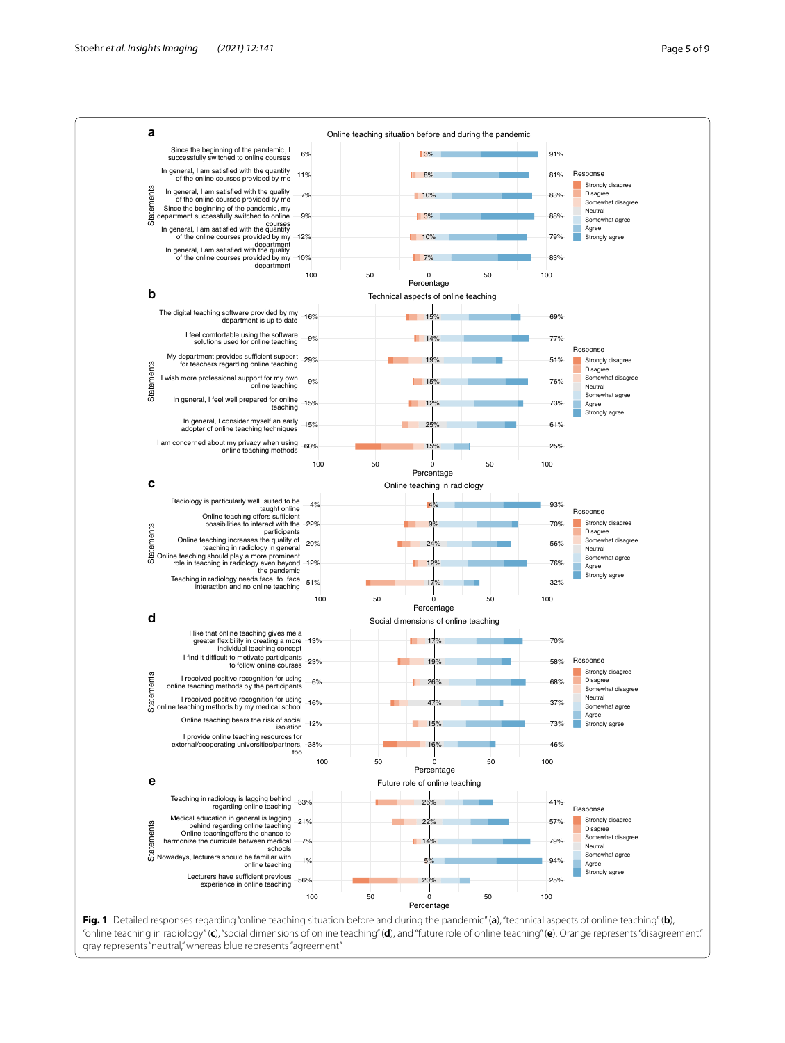**a** Online teaching situation before and during the pandemic

| Statements | Disagree | Neutral | Agree |
|---|---|---|---|
| Since the beginning of the pandemic, I successfully switched to online courses | 6% | 3% | 91% |
| In general, I am satisfied with the quantity of the online courses provided by me | 11% | 8% | 81% |
| In general, I am satisfied with the quality of the online courses provided by me | 7% | 10% | 83% |
| Since the beginning of the pandemic, my department successfully switched to online courses | 9% | 3% | 88% |
| In general, I am satisfied with the quantity of the online courses provided by my department | 12% | 10% | 79% |
| In general, I am satisfied with the quality of the online courses provided by my department | 10% | 7% | 83% |

**b** Technical aspects of online teaching

| Statements | Disagree | Neutral | Agree |
|---|---|---|---|
| The digital teaching software provided by my department is up to date | 16% | 15% | 69% |
| I feel comfortable using the software solutions used for online teaching | 9% | 14% | 77% |
| My department provides sufficient support for teachers regarding online teaching | 29% | 19% | 51% |
| I wish more professional support for my own online teaching | 9% | 15% | 76% |
| In general, I feel well prepared for online teaching | 15% | 12% | 73% |
| In general, I consider myself an early adopter of online teaching techniques | 15% | 25% | 61% |
| I am concerned about my privacy when using online teaching methods | 60% | 15% | 25% |

**c** Online teaching in radiology

| Statements | Disagree | Neutral | Agree |
|---|---|---|---|
| Radiology is particularly well−suited to be taught online | 4% | 4% | 93% |
| Online teaching offers sufficient possibilities to interact with the participants | 22% | 9% | 70% |
| Online teaching increases the quality of teaching in radiology in general | 20% | 24% | 56% |
| Online teaching should play a more prominent role in teaching in radiology even beyond the pandemic | 12% | 12% | 76% |
| Teaching in radiology needs face−to−face interaction and no online teaching | 51% | 17% | 32% |

**d** Social dimensions of online teaching

| Statements | Disagree | Neutral | Agree |
|---|---|---|---|
| I like that online teaching gives me a greater flexibility in creating a more individual teaching concept | 13% | 17% | 70% |
| I find it difficult to motivate participants to follow online courses | 23% | 19% | 58% |
| I received positive recognition for using online teaching methods by the participants | 6% | 26% | 68% |
| I received positive recognition for using online teaching methods by my medical school | 16% | 47% | 37% |
| Online teaching bears the risk of social isolation | 12% | 15% | 73% |
| I provide online teaching resources for external/cooperating universities/partners, too | 38% | 16% | 46% |

**e** Future role of online teaching

| Statements | Disagree | Neutral | Agree |
|---|---|---|---|
| Teaching in radiology is lagging behind regarding online teaching | 33% | 26% | 41% |
| Medical education in general is lagging behind regarding online teaching | 21% | 22% | 57% |
| Online teachingoffers the chance to harmonize the curricula between medical schools | 7% | 14% | 79% |
| Nowadays, lecturers should be familiar with online teaching | 1% | 5% | 94% |
| Lecturers have sufficient previous experience in online teaching | 56% | 20% | 25% |

Response: Strongly disagree, Disagree, Somewhat disagree, Neutral, Somewhat agree, Agree, Strongly agree. X-axis: Percentage (100, 50, 0, 50, 100).

**Fig. 1** Detailed responses regarding "online teaching situation before and during the pandemic" (**a**), "technical aspects of online teaching" (**b**), "online teaching in radiology" (**c**), "social dimensions of online teaching" (**d**), and "future role of online teaching" (**e**). Orange represents "disagreement," gray represents "neutral," whereas blue represents "agreement"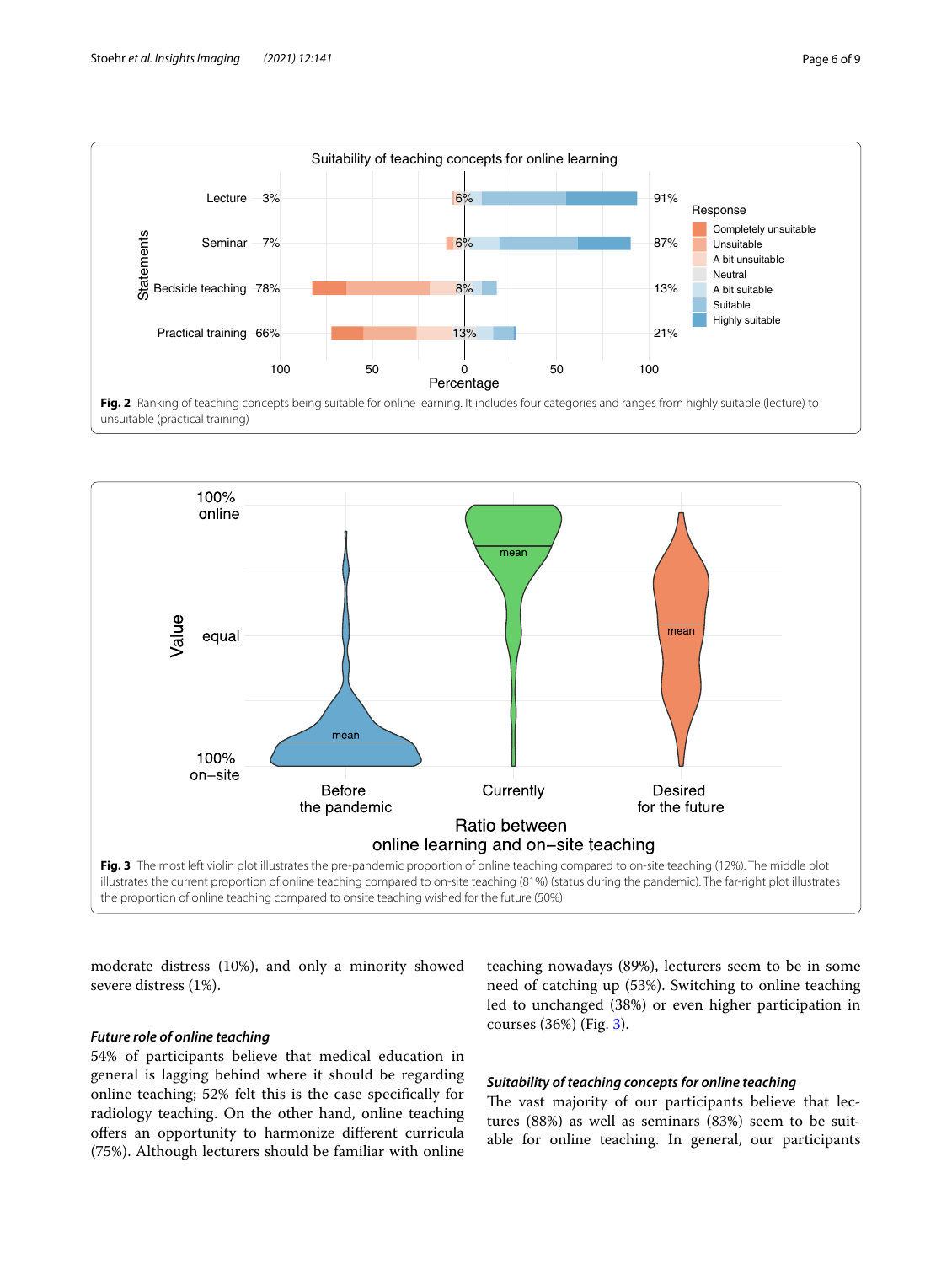**Fig. 2** Ranking of teaching concepts being suitable for online learning. It includes four categories and ranges from highly suitable (lecture) to unsuitable (practical training)

**Fig. 3** The most left violin plot illustrates the pre-pandemic proportion of online teaching compared to on-site teaching (12%). The middle plot illustrates the current proportion of online teaching compared to on-site teaching (81%) (status during the pandemic). The far-right plot illustrates the proportion of online teaching compared to onsite teaching wished for the future (50%)

moderate distress (10%), and only a minority showed severe distress (1%).

### *Future role of online teaching*

54% of participants believe that medical education in general is lagging behind where it should be regarding online teaching; 52% felt this is the case specifically for radiology teaching. On the other hand, online teaching offers an opportunity to harmonize different curricula (75%). Although lecturers should be familiar with online teaching nowadays (89%), lecturers seem to be in some need of catching up (53%). Switching to online teaching led to unchanged (38%) or even higher participation in courses (36%) (Fig. 3).

### *Suitability of teaching concepts for online teaching*

The vast majority of our participants believe that lectures (88%) as well as seminars (83%) seem to be suitable for online teaching. In general, our participants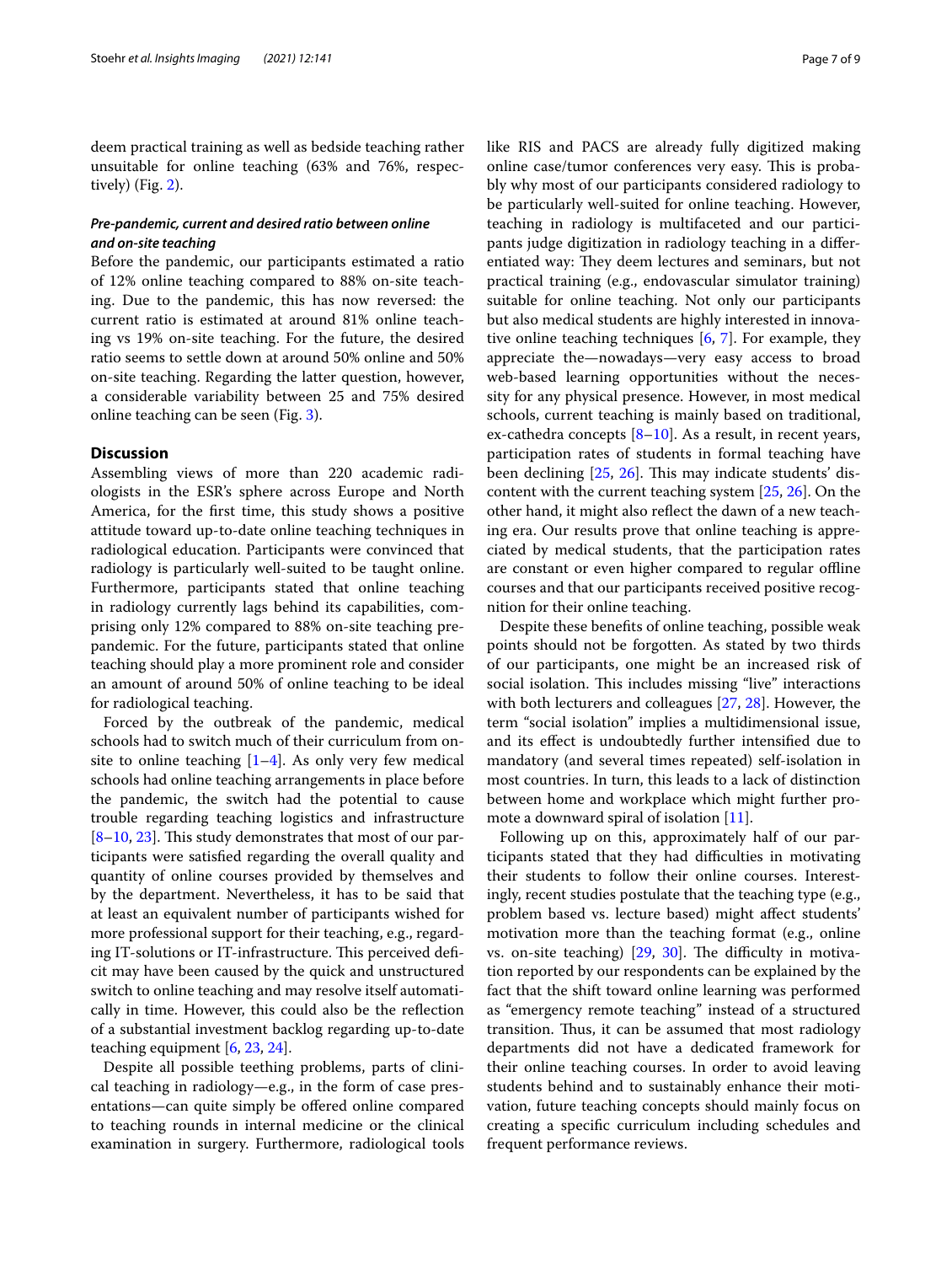deem practical training as well as bedside teaching rather unsuitable for online teaching (63% and 76%, respectively) (Fig. 2).

### *Pre-pandemic, current and desired ratio between online and on-site teaching*

Before the pandemic, our participants estimated a ratio of 12% online teaching compared to 88% on-site teaching. Due to the pandemic, this has now reversed: the current ratio is estimated at around 81% online teaching vs 19% on-site teaching. For the future, the desired ratio seems to settle down at around 50% online and 50% on-site teaching. Regarding the latter question, however, a considerable variability between 25 and 75% desired online teaching can be seen (Fig. 3).

## Discussion

Assembling views of more than 220 academic radiologists in the ESR's sphere across Europe and North America, for the first time, this study shows a positive attitude toward up-to-date online teaching techniques in radiological education. Participants were convinced that radiology is particularly well-suited to be taught online. Furthermore, participants stated that online teaching in radiology currently lags behind its capabilities, comprising only 12% compared to 88% on-site teaching pre-pandemic. For the future, participants stated that online teaching should play a more prominent role and consider an amount of around 50% of online teaching to be ideal for radiological teaching.

Forced by the outbreak of the pandemic, medical schools had to switch much of their curriculum from on-site to online teaching [1–4]. As only very few medical schools had online teaching arrangements in place before the pandemic, the switch had the potential to cause trouble regarding teaching logistics and infrastructure [8–10, 23]. This study demonstrates that most of our participants were satisfied regarding the overall quality and quantity of online courses provided by themselves and by the department. Nevertheless, it has to be said that at least an equivalent number of participants wished for more professional support for their teaching, e.g., regarding IT-solutions or IT-infrastructure. This perceived deficit may have been caused by the quick and unstructured switch to online teaching and may resolve itself automatically in time. However, this could also be the reflection of a substantial investment backlog regarding up-to-date teaching equipment [6, 23, 24].

Despite all possible teething problems, parts of clinical teaching in radiology—e.g., in the form of case presentations—can quite simply be offered online compared to teaching rounds in internal medicine or the clinical examination in surgery. Furthermore, radiological tools like RIS and PACS are already fully digitized making online case/tumor conferences very easy. This is probably why most of our participants considered radiology to be particularly well-suited for online teaching. However, teaching in radiology is multifaceted and our participants judge digitization in radiology teaching in a differentiated way: They deem lectures and seminars, but not practical training (e.g., endovascular simulator training) suitable for online teaching. Not only our participants but also medical students are highly interested in innovative online teaching techniques [6, 7]. For example, they appreciate the—nowadays—very easy access to broad web-based learning opportunities without the necessity for any physical presence. However, in most medical schools, current teaching is mainly based on traditional, ex-cathedra concepts [8–10]. As a result, in recent years, participation rates of students in formal teaching have been declining [25, 26]. This may indicate students' discontent with the current teaching system [25, 26]. On the other hand, it might also reflect the dawn of a new teaching era. Our results prove that online teaching is appreciated by medical students, that the participation rates are constant or even higher compared to regular offline courses and that our participants received positive recognition for their online teaching.

Despite these benefits of online teaching, possible weak points should not be forgotten. As stated by two thirds of our participants, one might be an increased risk of social isolation. This includes missing "live" interactions with both lecturers and colleagues [27, 28]. However, the term "social isolation" implies a multidimensional issue, and its effect is undoubtedly further intensified due to mandatory (and several times repeated) self-isolation in most countries. In turn, this leads to a lack of distinction between home and workplace which might further promote a downward spiral of isolation [11].

Following up on this, approximately half of our participants stated that they had difficulties in motivating their students to follow their online courses. Interestingly, recent studies postulate that the teaching type (e.g., problem based vs. lecture based) might affect students' motivation more than the teaching format (e.g., online vs. on-site teaching) [29, 30]. The difficulty in motivation reported by our respondents can be explained by the fact that the shift toward online learning was performed as "emergency remote teaching" instead of a structured transition. Thus, it can be assumed that most radiology departments did not have a dedicated framework for their online teaching courses. In order to avoid leaving students behind and to sustainably enhance their motivation, future teaching concepts should mainly focus on creating a specific curriculum including schedules and frequent performance reviews.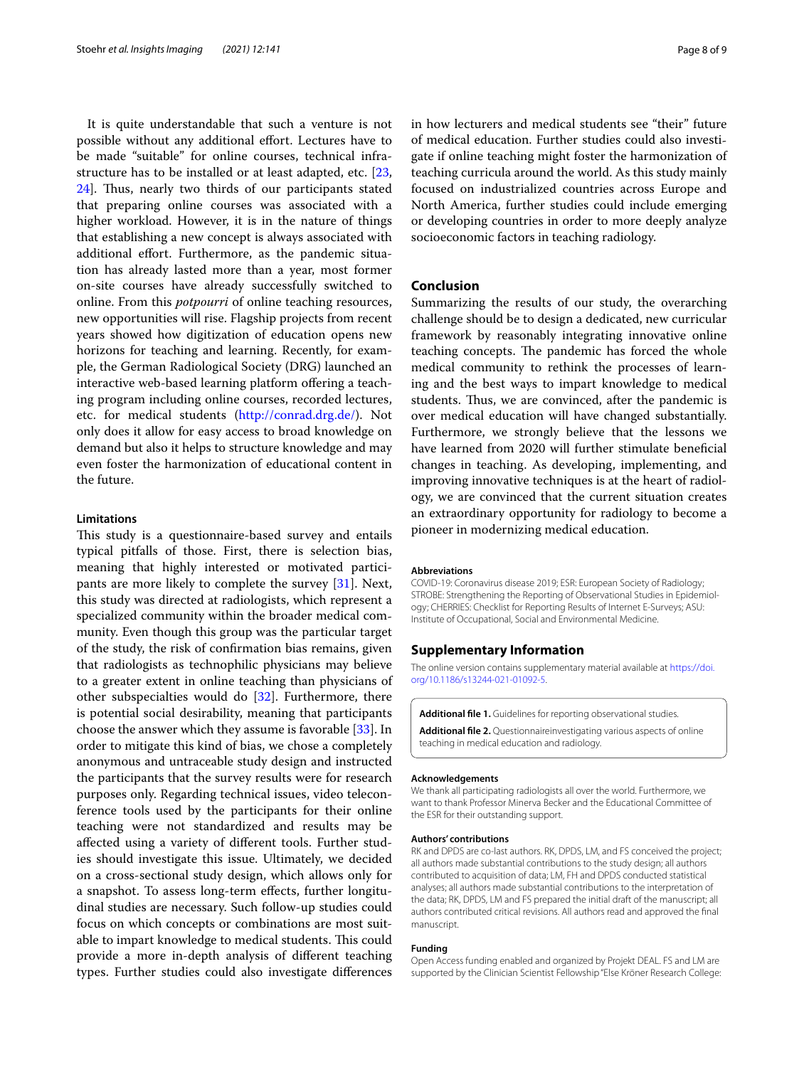It is quite understandable that such a venture is not possible without any additional effort. Lectures have to be made "suitable" for online courses, technical infrastructure has to be installed or at least adapted, etc. [23, 24]. Thus, nearly two thirds of our participants stated that preparing online courses was associated with a higher workload. However, it is in the nature of things that establishing a new concept is always associated with additional effort. Furthermore, as the pandemic situation has already lasted more than a year, most former on-site courses have already successfully switched to online. From this *potpourri* of online teaching resources, new opportunities will rise. Flagship projects from recent years showed how digitization of education opens new horizons for teaching and learning. Recently, for example, the German Radiological Society (DRG) launched an interactive web-based learning platform offering a teaching program including online courses, recorded lectures, etc. for medical students (http://conrad.drg.de/). Not only does it allow for easy access to broad knowledge on demand but also it helps to structure knowledge and may even foster the harmonization of educational content in the future.

### Limitations

This study is a questionnaire-based survey and entails typical pitfalls of those. First, there is selection bias, meaning that highly interested or motivated participants are more likely to complete the survey [31]. Next, this study was directed at radiologists, which represent a specialized community within the broader medical community. Even though this group was the particular target of the study, the risk of confirmation bias remains, given that radiologists as technophilic physicians may believe to a greater extent in online teaching than physicians of other subspecialties would do [32]. Furthermore, there is potential social desirability, meaning that participants choose the answer which they assume is favorable [33]. In order to mitigate this kind of bias, we chose a completely anonymous and untraceable study design and instructed the participants that the survey results were for research purposes only. Regarding technical issues, video teleconference tools used by the participants for their online teaching were not standardized and results may be affected using a variety of different tools. Further studies should investigate this issue. Ultimately, we decided on a cross-sectional study design, which allows only for a snapshot. To assess long-term effects, further longitudinal studies are necessary. Such follow-up studies could focus on which concepts or combinations are most suitable to impart knowledge to medical students. This could provide a more in-depth analysis of different teaching types. Further studies could also investigate differences in how lecturers and medical students see "their" future of medical education. Further studies could also investigate if online teaching might foster the harmonization of teaching curricula around the world. As this study mainly focused on industrialized countries across Europe and North America, further studies could include emerging or developing countries in order to more deeply analyze socioeconomic factors in teaching radiology.

## Conclusion

Summarizing the results of our study, the overarching challenge should be to design a dedicated, new curricular framework by reasonably integrating innovative online teaching concepts. The pandemic has forced the whole medical community to rethink the processes of learning and the best ways to impart knowledge to medical students. Thus, we are convinced, after the pandemic is over medical education will have changed substantially. Furthermore, we strongly believe that the lessons we have learned from 2020 will further stimulate beneficial changes in teaching. As developing, implementing, and improving innovative techniques is at the heart of radiology, we are convinced that the current situation creates an extraordinary opportunity for radiology to become a pioneer in modernizing medical education.

#### Abbreviations

COVID-19: Coronavirus disease 2019; ESR: European Society of Radiology; STROBE: Strengthening the Reporting of Observational Studies in Epidemiology; CHERRIES: Checklist for Reporting Results of Internet E-Surveys; ASU: Institute of Occupational, Social and Environmental Medicine.

## Supplementary Information

The online version contains supplementary material available at https://doi.org/10.1186/s13244-021-01092-5.

**Additional file 1.** Guidelines for reporting observational studies.

**Additional file 2.** Questionnaireinvestigating various aspects of online teaching in medical education and radiology.

#### Acknowledgements

We thank all participating radiologists all over the world. Furthermore, we want to thank Professor Minerva Becker and the Educational Committee of the ESR for their outstanding support.

#### Authors' contributions

RK and DPDS are co-last authors. RK, DPDS, LM, and FS conceived the project; all authors made substantial contributions to the study design; all authors contributed to acquisition of data; LM, FH and DPDS conducted statistical analyses; all authors made substantial contributions to the interpretation of the data; RK, DPDS, LM and FS prepared the initial draft of the manuscript; all authors contributed critical revisions. All authors read and approved the final manuscript.

#### Funding

Open Access funding enabled and organized by Projekt DEAL. FS and LM are supported by the Clinician Scientist Fellowship "Else Kröner Research College: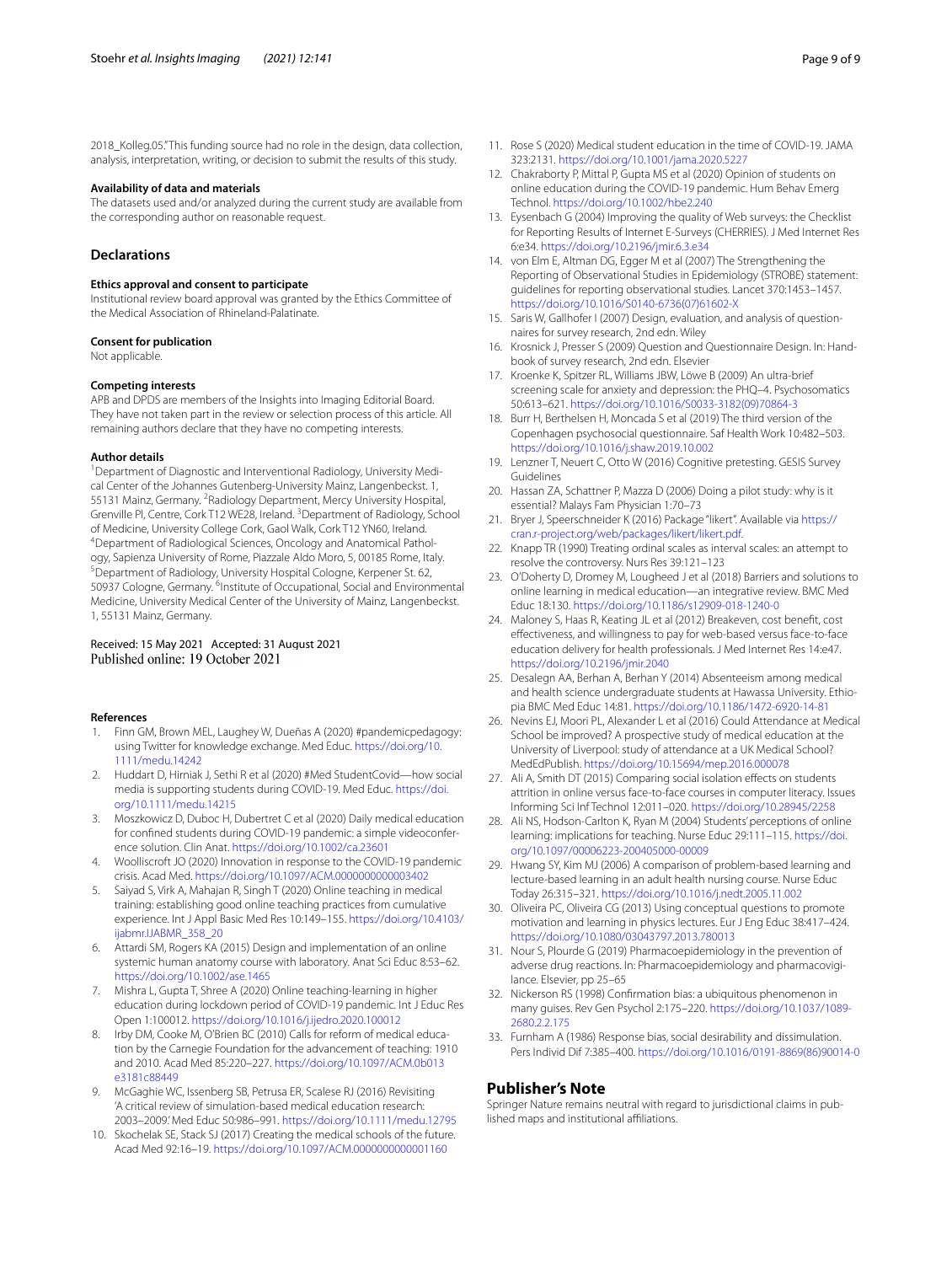2018_Kolleg.05." This funding source had no role in the design, data collection, analysis, interpretation, writing, or decision to submit the results of this study.

### Availability of data and materials

The datasets used and/or analyzed during the current study are available from the corresponding author on reasonable request.

## Declarations

### Ethics approval and consent to participate

Institutional review board approval was granted by the Ethics Committee of the Medical Association of Rhineland-Palatinate.

### Consent for publication

Not applicable.

### Competing interests

APB and DPDS are members of the Insights into Imaging Editorial Board. They have not taken part in the review or selection process of this article. All remaining authors declare that they have no competing interests.

### Author details

[1]Department of Diagnostic and Interventional Radiology, University Medical Center of the Johannes Gutenberg-University Mainz, Langenbeckst. 1, 55131 Mainz, Germany. [2]Radiology Department, Mercy University Hospital, Grenville Pl, Centre, Cork T12 WE28, Ireland. [3]Department of Radiology, School of Medicine, University College Cork, Gaol Walk, Cork T12 YN60, Ireland. [4]Department of Radiological Sciences, Oncology and Anatomical Pathology, Sapienza University of Rome, Piazzale Aldo Moro, 5, 00185 Rome, Italy. [5]Department of Radiology, University Hospital Cologne, Kerpener St. 62, 50937 Cologne, Germany. [6]Institute of Occupational, Social and Environmental Medicine, University Medical Center of the University of Mainz, Langenbeckst. 1, 55131 Mainz, Germany.

Received: 15 May 2021 Accepted: 31 August 2021
Published online: 19 October 2021

### References

1. Finn GM, Brown MEL, Laughey W, Dueñas A (2020) #pandemicpedagogy: using Twitter for knowledge exchange. Med Educ. https://doi.org/10.1111/medu.14242
2. Huddart D, Hirniak J, Sethi R et al (2020) #Med StudentCovid—how social media is supporting students during COVID-19. Med Educ. https://doi.org/10.1111/medu.14215
3. Moszkowicz D, Duboc H, Dubertret C et al (2020) Daily medical education for confined students during COVID-19 pandemic: a simple videoconference solution. Clin Anat. https://doi.org/10.1002/ca.23601
4. Woolliscroft JO (2020) Innovation in response to the COVID-19 pandemic crisis. Acad Med. https://doi.org/10.1097/ACM.0000000000003402
5. Saiyad S, Virk A, Mahajan R, Singh T (2020) Online teaching in medical training: establishing good online teaching practices from cumulative experience. Int J Appl Basic Med Res 10:149–155. https://doi.org/10.4103/ijabmr.IJABMR_358_20
6. Attardi SM, Rogers KA (2015) Design and implementation of an online systemic human anatomy course with laboratory. Anat Sci Educ 8:53–62. https://doi.org/10.1002/ase.1465
7. Mishra L, Gupta T, Shree A (2020) Online teaching-learning in higher education during lockdown period of COVID-19 pandemic. Int J Educ Res Open 1:100012. https://doi.org/10.1016/j.ijedro.2020.100012
8. Irby DM, Cooke M, O'Brien BC (2010) Calls for reform of medical education by the Carnegie Foundation for the advancement of teaching: 1910 and 2010. Acad Med 85:220–227. https://doi.org/10.1097/ACM.0b013e3181c88449
9. McGaghie WC, Issenberg SB, Petrusa ER, Scalese RJ (2016) Revisiting 'A critical review of simulation-based medical education research: 2003–2009.' Med Educ 50:986–991. https://doi.org/10.1111/medu.12795
10. Skochelak SE, Stack SJ (2017) Creating the medical schools of the future. Acad Med 92:16–19. https://doi.org/10.1097/ACM.0000000000001160
11. Rose S (2020) Medical student education in the time of COVID-19. JAMA 323:2131. https://doi.org/10.1001/jama.2020.5227
12. Chakraborty P, Mittal P, Gupta MS et al (2020) Opinion of students on online education during the COVID-19 pandemic. Hum Behav Emerg Technol. https://doi.org/10.1002/hbe2.240
13. Eysenbach G (2004) Improving the quality of Web surveys: the Checklist for Reporting Results of Internet E-Surveys (CHERRIES). J Med Internet Res 6:e34. https://doi.org/10.2196/jmir.6.3.e34
14. von Elm E, Altman DG, Egger M et al (2007) The Strengthening the Reporting of Observational Studies in Epidemiology (STROBE) statement: guidelines for reporting observational studies. Lancet 370:1453–1457. https://doi.org/10.1016/S0140-6736(07)61602-X
15. Saris W, Gallhofer I (2007) Design, evaluation, and analysis of questionnaires for survey research, 2nd edn. Wiley
16. Krosnick J, Presser S (2009) Question and Questionnaire Design. In: Handbook of survey research, 2nd edn. Elsevier
17. Kroenke K, Spitzer RL, Williams JBW, Löwe B (2009) An ultra-brief screening scale for anxiety and depression: the PHQ–4. Psychosomatics 50:613–621. https://doi.org/10.1016/S0033-3182(09)70864-3
18. Burr H, Berthelsen H, Moncada S et al (2019) The third version of the Copenhagen psychosocial questionnaire. Saf Health Work 10:482–503. https://doi.org/10.1016/j.shaw.2019.10.002
19. Lenzner T, Neuert C, Otto W (2016) Cognitive pretesting. GESIS Survey Guidelines
20. Hassan ZA, Schattner P, Mazza D (2006) Doing a pilot study: why is it essential? Malays Fam Physician 1:70–73
21. Bryer J, Speerschneider K (2016) Package "likert". Available via https://cran.r-project.org/web/packages/likert/likert.pdf.
22. Knapp TR (1990) Treating ordinal scales as interval scales: an attempt to resolve the controversy. Nurs Res 39:121–123
23. O'Doherty D, Dromey M, Lougheed J et al (2018) Barriers and solutions to online learning in medical education—an integrative review. BMC Med Educ 18:130. https://doi.org/10.1186/s12909-018-1240-0
24. Maloney S, Haas R, Keating JL et al (2012) Breakeven, cost benefit, cost effectiveness, and willingness to pay for web-based versus face-to-face education delivery for health professionals. J Med Internet Res 14:e47. https://doi.org/10.2196/jmir.2040
25. Desalegn AA, Berhan A, Berhan Y (2014) Absenteeism among medical and health science undergraduate students at Hawassa University. Ethiopia BMC Med Educ 14:81. https://doi.org/10.1186/1472-6920-14-81
26. Nevins EJ, Moori PL, Alexander L et al (2016) Could Attendance at Medical School be improved? A prospective study of medical education at the University of Liverpool: study of attendance at a UK Medical School? MedEdPublish. https://doi.org/10.15694/mep.2016.000078
27. Ali A, Smith DT (2015) Comparing social isolation effects on students attrition in online versus face-to-face courses in computer literacy. Issues Informing Sci Inf Technol 12:011–020. https://doi.org/10.28945/2258
28. Ali NS, Hodson-Carlton K, Ryan M (2004) Students' perceptions of online learning: implications for teaching. Nurse Educ 29:111–115. https://doi.org/10.1097/00006223-200405000-00009
29. Hwang SY, Kim MJ (2006) A comparison of problem-based learning and lecture-based learning in an adult health nursing course. Nurse Educ Today 26:315–321. https://doi.org/10.1016/j.nedt.2005.11.002
30. Oliveira PC, Oliveira CG (2013) Using conceptual questions to promote motivation and learning in physics lectures. Eur J Eng Educ 38:417–424. https://doi.org/10.1080/03043797.2013.780013
31. Nour S, Plourde G (2019) Pharmacoepidemiology in the prevention of adverse drug reactions. In: Pharmacoepidemiology and pharmacovigilance. Elsevier, pp 25–65
32. Nickerson RS (1998) Confirmation bias: a ubiquitous phenomenon in many guises. Rev Gen Psychol 2:175–220. https://doi.org/10.1037/1089-2680.2.2.175
33. Furnham A (1986) Response bias, social desirability and dissimulation. Pers Individ Dif 7:385–400. https://doi.org/10.1016/0191-8869(86)90014-0

## Publisher's Note

Springer Nature remains neutral with regard to jurisdictional claims in published maps and institutional affiliations.